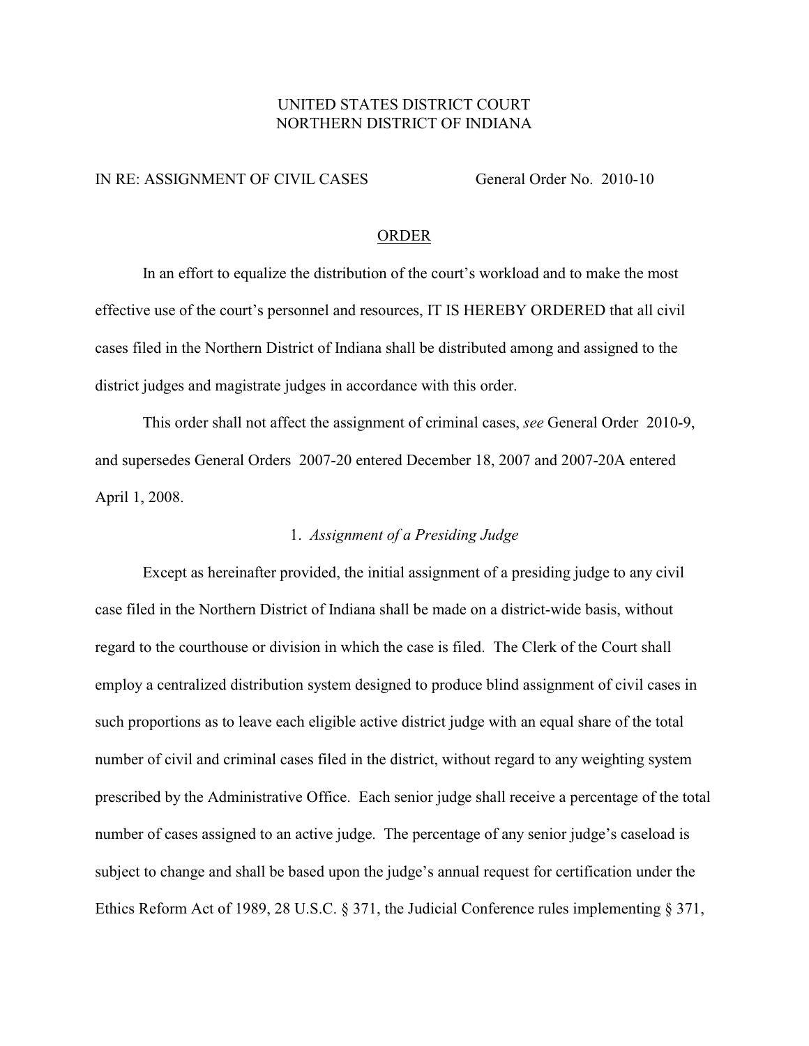UNITED STATES DISTRICT COURT
NORTHERN DISTRICT OF INDIANA

IN RE: ASSIGNMENT OF CIVIL CASES General Order No. 2010-10

## ORDER

In an effort to equalize the distribution of the court's workload and to make the most effective use of the court's personnel and resources, IT IS HEREBY ORDERED that all civil cases filed in the Northern District of Indiana shall be distributed among and assigned to the district judges and magistrate judges in accordance with this order.

This order shall not affect the assignment of criminal cases, *see* General Order 2010-9, and supersedes General Orders 2007-20 entered December 18, 2007 and 2007-20A entered April 1, 2008.

### 1. *Assignment of a Presiding Judge*

Except as hereinafter provided, the initial assignment of a presiding judge to any civil case filed in the Northern District of Indiana shall be made on a district-wide basis, without regard to the courthouse or division in which the case is filed. The Clerk of the Court shall employ a centralized distribution system designed to produce blind assignment of civil cases in such proportions as to leave each eligible active district judge with an equal share of the total number of civil and criminal cases filed in the district, without regard to any weighting system prescribed by the Administrative Office. Each senior judge shall receive a percentage of the total number of cases assigned to an active judge. The percentage of any senior judge's caseload is subject to change and shall be based upon the judge's annual request for certification under the Ethics Reform Act of 1989, 28 U.S.C. § 371, the Judicial Conference rules implementing § 371,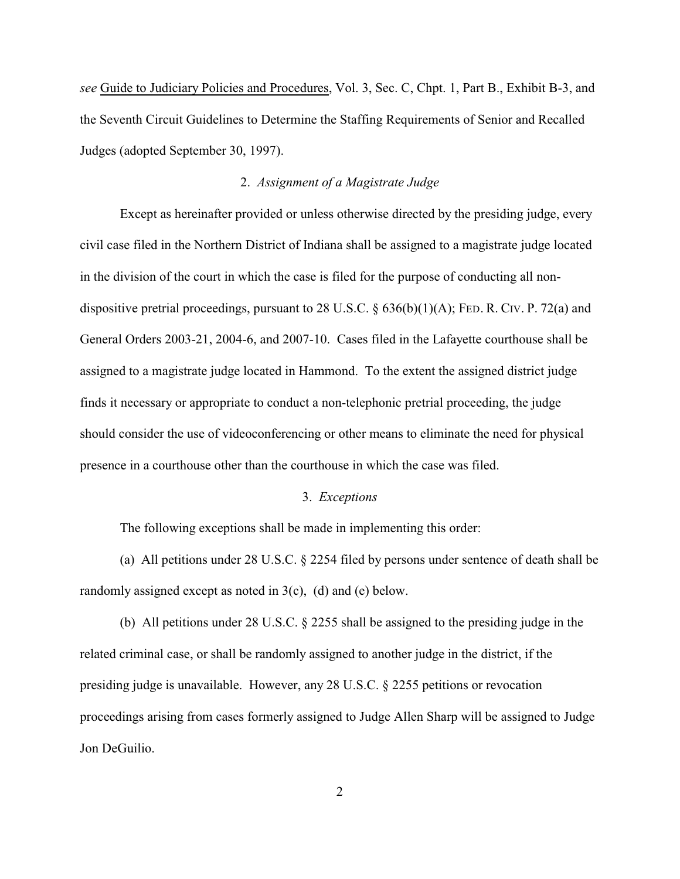*see* Guide to Judiciary Policies and Procedures, Vol. 3, Sec. C, Chpt. 1, Part B., Exhibit B-3, and the Seventh Circuit Guidelines to Determine the Staffing Requirements of Senior and Recalled Judges (adopted September 30, 1997).

### 2. *Assignment of a Magistrate Judge*

Except as hereinafter provided or unless otherwise directed by the presiding judge, every civil case filed in the Northern District of Indiana shall be assigned to a magistrate judge located in the division of the court in which the case is filed for the purpose of conducting all non-dispositive pretrial proceedings, pursuant to 28 U.S.C. § 636(b)(1)(A); FED. R. CIV. P. 72(a) and General Orders 2003-21, 2004-6, and 2007-10. Cases filed in the Lafayette courthouse shall be assigned to a magistrate judge located in Hammond. To the extent the assigned district judge finds it necessary or appropriate to conduct a non-telephonic pretrial proceeding, the judge should consider the use of videoconferencing or other means to eliminate the need for physical presence in a courthouse other than the courthouse in which the case was filed.

### 3. *Exceptions*

The following exceptions shall be made in implementing this order:

(a) All petitions under 28 U.S.C. § 2254 filed by persons under sentence of death shall be randomly assigned except as noted in 3(c), (d) and (e) below.

(b) All petitions under 28 U.S.C. § 2255 shall be assigned to the presiding judge in the related criminal case, or shall be randomly assigned to another judge in the district, if the presiding judge is unavailable. However, any 28 U.S.C. § 2255 petitions or revocation proceedings arising from cases formerly assigned to Judge Allen Sharp will be assigned to Judge Jon DeGuilio.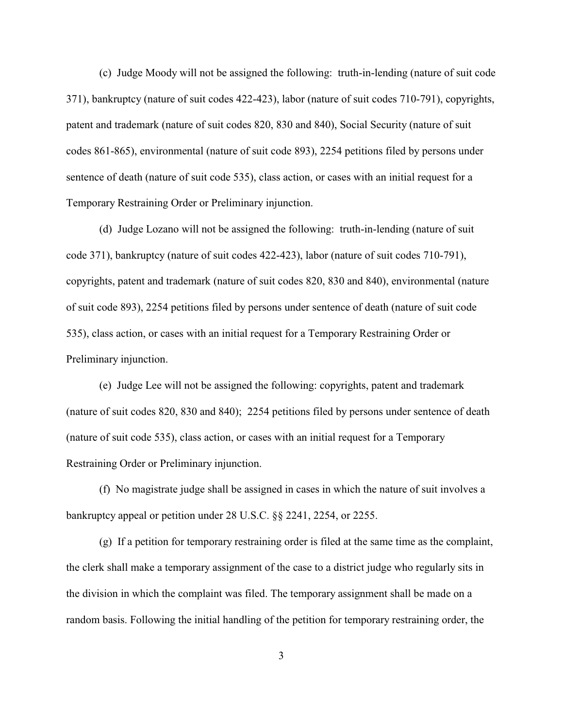(c) Judge Moody will not be assigned the following: truth-in-lending (nature of suit code 371), bankruptcy (nature of suit codes 422-423), labor (nature of suit codes 710-791), copyrights, patent and trademark (nature of suit codes 820, 830 and 840), Social Security (nature of suit codes 861-865), environmental (nature of suit code 893), 2254 petitions filed by persons under sentence of death (nature of suit code 535), class action, or cases with an initial request for a Temporary Restraining Order or Preliminary injunction.

(d) Judge Lozano will not be assigned the following: truth-in-lending (nature of suit code 371), bankruptcy (nature of suit codes 422-423), labor (nature of suit codes 710-791), copyrights, patent and trademark (nature of suit codes 820, 830 and 840), environmental (nature of suit code 893), 2254 petitions filed by persons under sentence of death (nature of suit code 535), class action, or cases with an initial request for a Temporary Restraining Order or Preliminary injunction.

(e) Judge Lee will not be assigned the following: copyrights, patent and trademark (nature of suit codes 820, 830 and 840); 2254 petitions filed by persons under sentence of death (nature of suit code 535), class action, or cases with an initial request for a Temporary Restraining Order or Preliminary injunction.

(f) No magistrate judge shall be assigned in cases in which the nature of suit involves a bankruptcy appeal or petition under 28 U.S.C. §§ 2241, 2254, or 2255.

(g) If a petition for temporary restraining order is filed at the same time as the complaint, the clerk shall make a temporary assignment of the case to a district judge who regularly sits in the division in which the complaint was filed. The temporary assignment shall be made on a random basis. Following the initial handling of the petition for temporary restraining order, the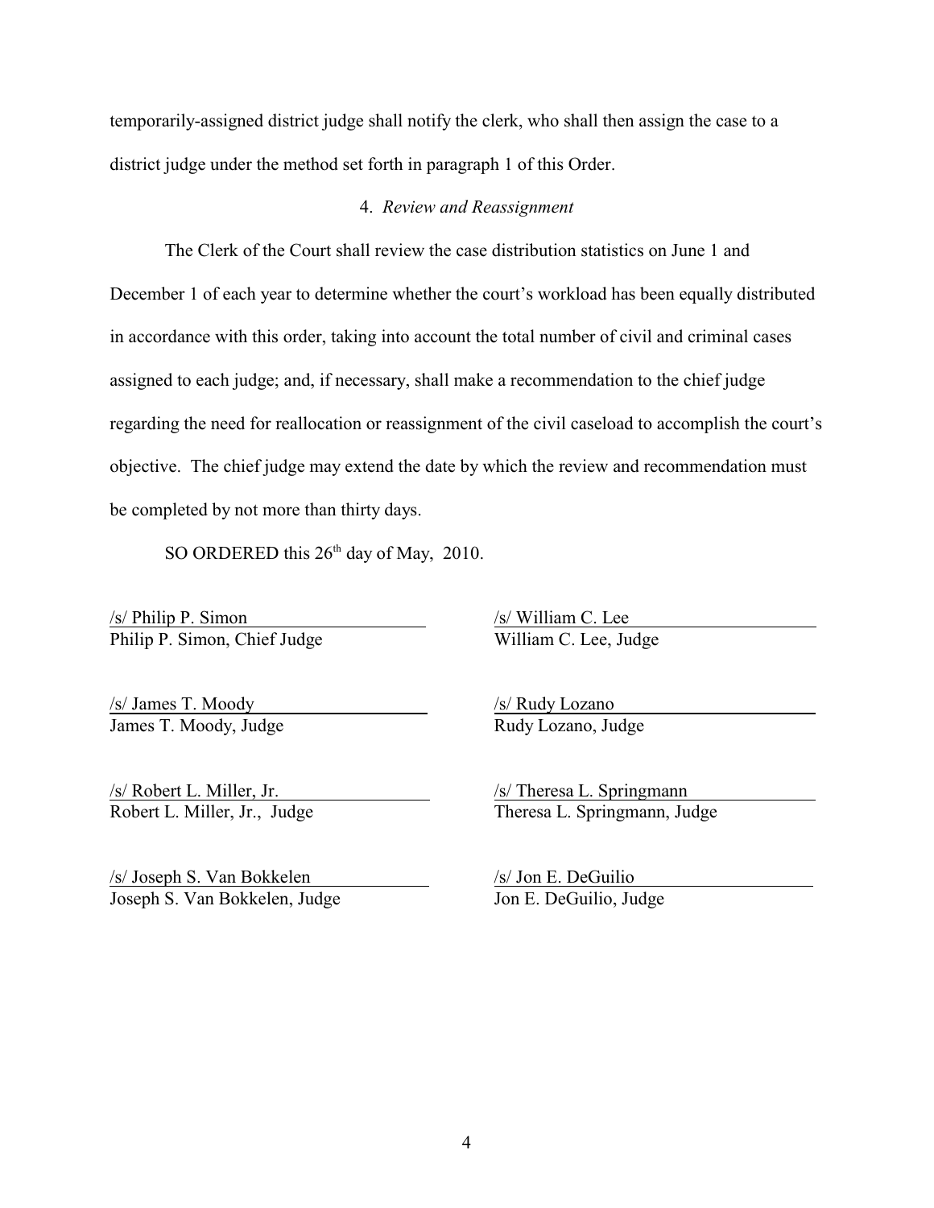temporarily-assigned district judge shall notify the clerk, who shall then assign the case to a district judge under the method set forth in paragraph 1 of this Order.

4. *Review and Reassignment*

The Clerk of the Court shall review the case distribution statistics on June 1 and December 1 of each year to determine whether the court's workload has been equally distributed in accordance with this order, taking into account the total number of civil and criminal cases assigned to each judge; and, if necessary, shall make a recommendation to the chief judge regarding the need for reallocation or reassignment of the civil caseload to accomplish the court's objective. The chief judge may extend the date by which the review and recommendation must be completed by not more than thirty days.

SO ORDERED this 26th day of May, 2010.

/s/ Philip P. Simon
Philip P. Simon, Chief Judge

/s/ William C. Lee
William C. Lee, Judge

/s/ James T. Moody
James T. Moody, Judge

/s/ Rudy Lozano
Rudy Lozano, Judge

/s/ Robert L. Miller, Jr.
Robert L. Miller, Jr., Judge

/s/ Theresa L. Springmann
Theresa L. Springmann, Judge

/s/ Joseph S. Van Bokkelen
Joseph S. Van Bokkelen, Judge

/s/ Jon E. DeGuilio
Jon E. DeGuilio, Judge